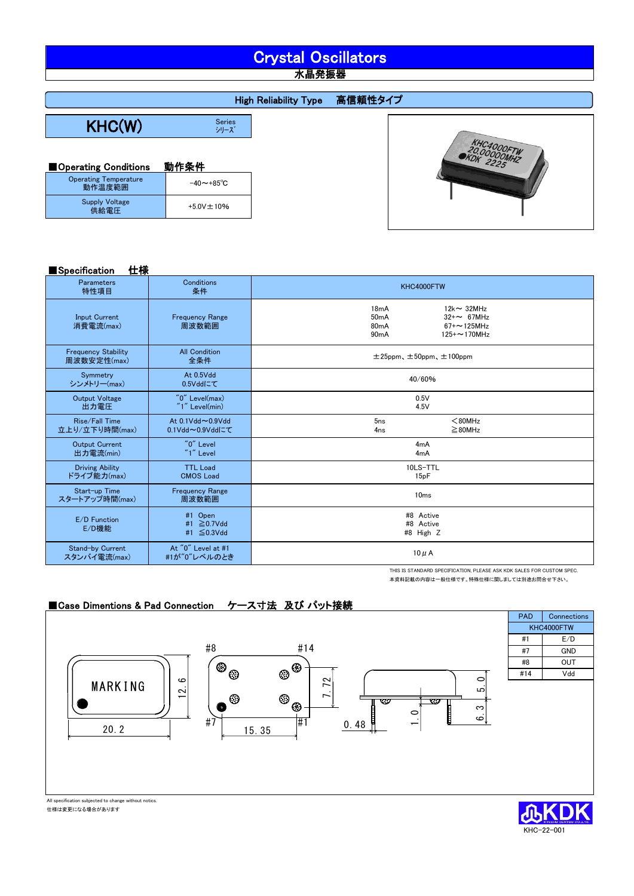# Crystal Oscillators
水晶発振器

## High Reliability Type　高信頼性タイプ

## KHC(W) Series シリーズ

### ■Operating Conditions　動作条件

| Operating Temperature 動作温度範囲 | −40～+85℃ |
|---|---|
| Supply Voltage 供給電圧 | +5.0V±10% |

### ■Specification　仕様

| Parameters 特性項目 | Conditions 条件 | KHC4000FTW | |
|---|---|---|---|
| Input Current 消費電流(max) | Frequency Range 周波数範囲 | 18mA<br>50mA<br>80mA<br>90mA | 12k～ 32MHz<br>32+～ 67MHz<br>67+～125MHz<br>125+～170MHz |
| Frequency Stability 周波数安定性(max) | All Condition 全条件 | ±25ppm、±50ppm、±100ppm | |
| Symmetry シンメトリー(max) | At 0.5Vdd 0.5Vddにて | 40/60% | |
| Output Voltage 出力電圧 | "0" Level(max)<br>"1" Level(min) | 0.5V<br>4.5V | |
| Rise/Fall Time 立上り/立下り時間(max) | At 0.1Vdd～0.9Vdd 0.1Vdd～0.9Vddにて | 5ns<br>4ns | ＜80MHz<br>≧80MHz |
| Output Current 出力電流(min) | "0" Level<br>"1" Level | 4mA<br>4mA | |
| Driving Ability ドライブ能力(max) | TTL Load<br>CMOS Load | 10LS-TTL<br>15pF | |
| Start-up Time スタートアップ時間(max) | Frequency Range 周波数範囲 | 10ms | |
| E/D Function E/D機能 | #1 Open<br>#1 ≧0.7Vdd<br>#1 ≦0.3Vdd | #8 Active<br>#8 Active<br>#8 High Z | |
| Stand-by Current スタンバイ電流(max) | At "0" Level at #1 #1が"0"レベルのとき | 10μA | |

THIS IS STANDARD SPECIFICATION, PLEASE ASK KDK SALES FOR CUSTOM SPEC.
本資料記載の内容は一般仕様です。特殊仕様に関しましては別途お問合せ下さい。

### ■Case Dimentions & Pad Connection　ケース寸法 及び パット接続

MARKING
20.2 / 12.6 / 15.35 / 7.72 / 0.48 / 1.0 / 5.0 / 6.3
#8 #14 #7 #1

| PAD | Connections |
|---|---|
| | KHC4000FTW |
| #1 | E/D |
| #7 | GND |
| #8 | OUT |
| #14 | Vdd |

All specification subjected to change without notice.
仕様は変更になる場合があります

KDK
KHC-22-001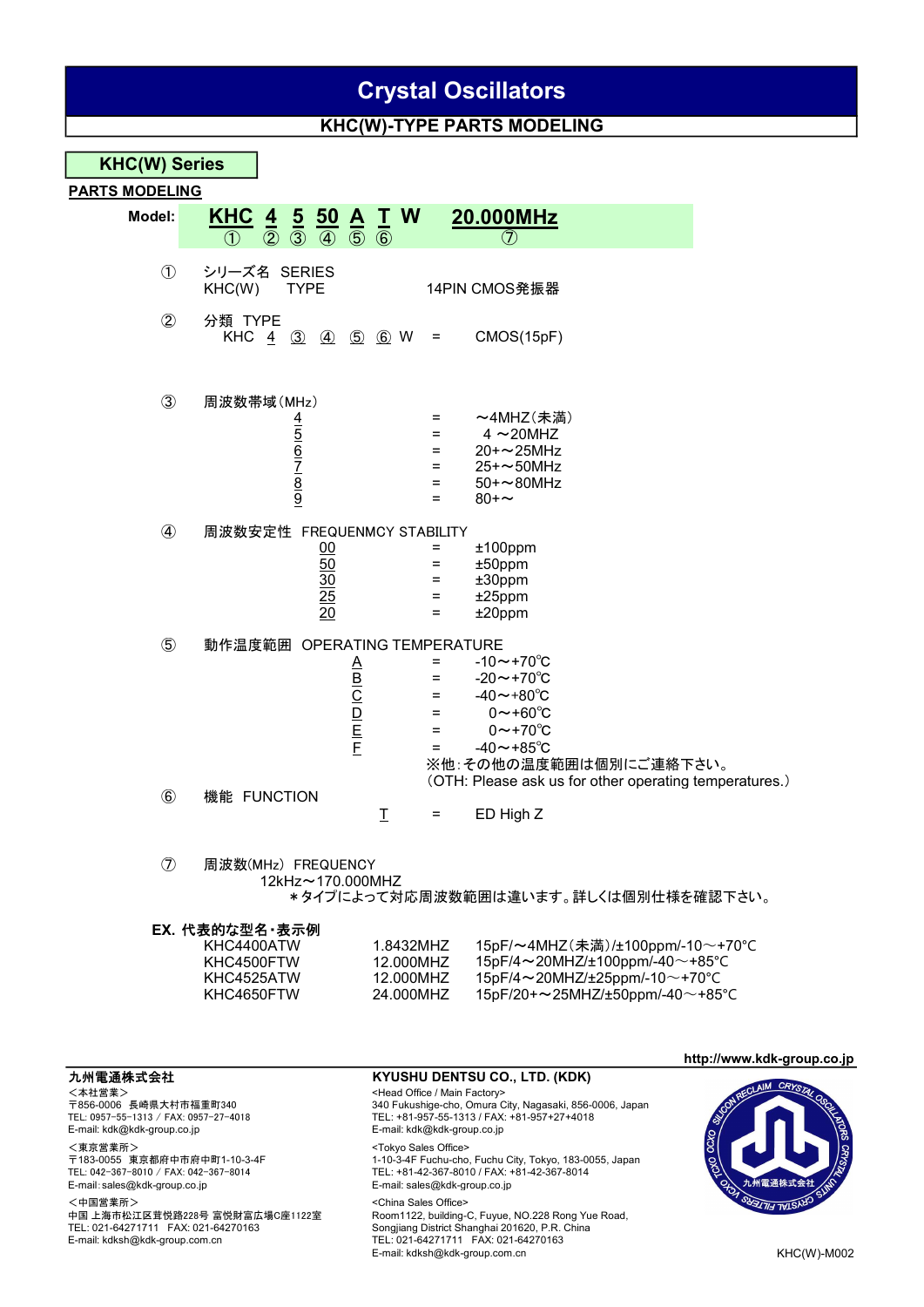# Crystal Oscillators

## KHC(W)-TYPE PARTS MODELING

### KHC(W) Series

**PARTS MODELING**

**Model:** KHC 4 5 50 A T W 20.000MHz
① ② ③ ④ ⑤ ⑥ ⑦

① シリーズ名 SERIES
KHC(W) TYPE 14PIN CMOS発振器

② 分類 TYPE
KHC 4 ③ ④ ⑤ ⑥ W = CMOS(15pF)

③ 周波数帯域(MHz)

| | | |
|---|---|---|
| 4 | = | ～4MHZ(未満) |
| 5 | = | 4 ～20MHZ |
| 6 | = | 20+～25MHz |
| 7 | = | 25+～50MHz |
| 8 | = | 50+～80MHz |
| 9 | = | 80+～ |

④ 周波数安定性 FREQUENMCY STABILITY

| | | |
|---|---|---|
| 00 | = | ±100ppm |
| 50 | = | ±50ppm |
| 30 | = | ±30ppm |
| 25 | = | ±25ppm |
| 20 | = | ±20ppm |

⑤ 動作温度範囲 OPERATING TEMPERATURE

| | | |
|---|---|---|
| A | = | -10～+70℃ |
| B | = | -20～+70℃ |
| C | = | -40～+80℃ |
| D | = | 0～+60℃ |
| E | = | 0～+70℃ |
| F | = | -40～+85℃ |

※他:その他の温度範囲は個別にご連絡下さい。
(OTH: Please ask us for other operating temperatures.)

⑥ 機能 FUNCTION

T = ED High Z

⑦ 周波数(MHz) FREQUENCY
12kHz～170.000MHZ
＊タイプによって対応周波数範囲は違います。詳しくは個別仕様を確認下さい。

**EX. 代表的な型名・表示例**

| | | |
|---|---|---|
| KHC4400ATW | 1.8432MHZ | 15pF/～4MHZ(未満)/±100ppm/-10～+70°C |
| KHC4500FTW | 12.000MHZ | 15pF/4～20MHZ/±100ppm/-40～+85°C |
| KHC4525ATW | 12.000MHZ | 15pF/4～20MHZ/±25ppm/-10～+70°C |
| KHC4650FTW | 24.000MHZ | 15pF/20+～25MHZ/±50ppm/-40～+85°C |

http://www.kdk-group.co.jp

**九州電通株式会社**

＜本社営業＞
〒856-0006 長崎県大村市福重町340
TEL: 0957-55-1313 / FAX: 0957-27-4018
E-mail: kdk@kdk-group.co.jp

＜東京営業所＞
〒183-0055 東京都府中市府中町1-10-3-4F
TEL: 042-367-8010 / FAX: 042-367-8014
E-mail: sales@kdk-group.co.jp

＜中国営業所＞
中国 上海市松江区茸悦路228号 富悦財富広場C座1122室
TEL: 021-64271711 FAX: 021-64270163
E-mail: kdksh@kdk-group.com.cn

**KYUSHU DENTSU CO., LTD. (KDK)**

<Head Office / Main Factory>
340 Fukushige-cho, Omura City, Nagasaki, 856-0006, Japan
TEL: +81-957-55-1313 / FAX: +81-957+27+4018
E-mail: kdk@kdk-group.co.jp

<Tokyo Sales Office>
1-10-3-4F Fuchu-cho, Fuchu City, Tokyo, 183-0055, Japan
TEL: +81-42-367-8010 / FAX: +81-42-367-8014
E-mail: sales@kdk-group.co.jp

<China Sales Office>
Room1122, building-C, Fuyue, NO.228 Rong Yue Road,
Songjiang District Shanghai 201620, P.R. China
TEL: 021-64271711 FAX: 021-64270163
E-mail: kdksh@kdk-group.com.cn

KHC(W)-M002